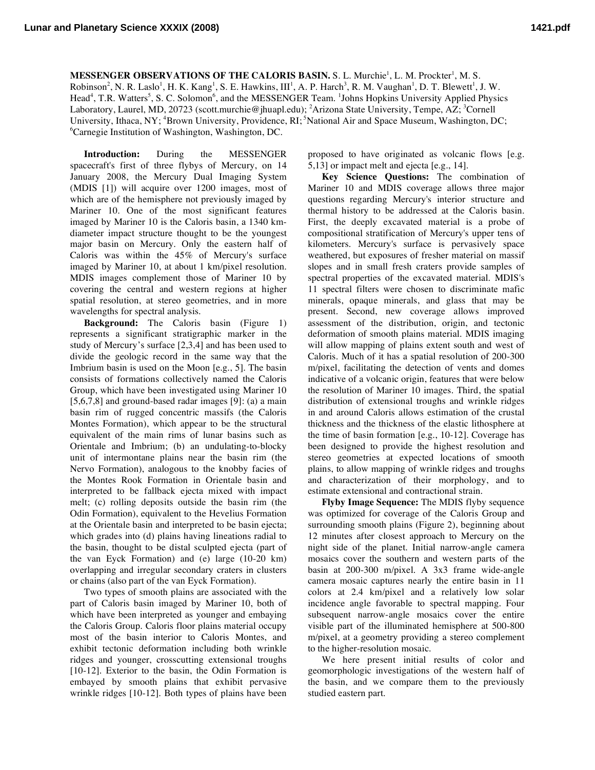**MESSENGER OBSERVATIONS OF THE CALORIS BASIN.** S. L. Murchie[1], L. M. Prockter[1], M. S. Robinson[2], N. R. Laslo[1], H. K. Kang[1], S. E. Hawkins, III[1], A. P. Harch[3], R. M. Vaughan[1], D. T. Blewett[1], J. W. Head[4], T.R. Watters[5], S. C. Solomon[6], and the MESSENGER Team. [1]Johns Hopkins University Applied Physics Laboratory, Laurel, MD, 20723 (scott.murchie@jhuapl.edu); [2]Arizona State University, Tempe, AZ; [3]Cornell University, Ithaca, NY; [4]Brown University, Providence, RI; [5]National Air and Space Museum, Washington, DC; [6]Carnegie Institution of Washington, Washington, DC.

**Introduction:** During the MESSENGER spacecraft's first of three flybys of Mercury, on 14 January 2008, the Mercury Dual Imaging System (MDIS [1]) will acquire over 1200 images, most of which are of the hemisphere not previously imaged by Mariner 10. One of the most significant features imaged by Mariner 10 is the Caloris basin, a 1340 km-diameter impact structure thought to be the youngest major basin on Mercury. Only the eastern half of Caloris was within the 45% of Mercury's surface imaged by Mariner 10, at about 1 km/pixel resolution. MDIS images complement those of Mariner 10 by covering the central and western regions at higher spatial resolution, at stereo geometries, and in more wavelengths for spectral analysis.

**Background:** The Caloris basin (Figure 1) represents a significant stratigraphic marker in the study of Mercury's surface [2,3,4] and has been used to divide the geologic record in the same way that the Imbrium basin is used on the Moon [e.g., 5]. The basin consists of formations collectively named the Caloris Group, which have been investigated using Mariner 10 [5,6,7,8] and ground-based radar images [9]: (a) a main basin rim of rugged concentric massifs (the Caloris Montes Formation), which appear to be the structural equivalent of the main rims of lunar basins such as Orientale and Imbrium; (b) an undulating-to-blocky unit of intermontane plains near the basin rim (the Nervo Formation), analogous to the knobby facies of the Montes Rook Formation in Orientale basin and interpreted to be fallback ejecta mixed with impact melt; (c) rolling deposits outside the basin rim (the Odin Formation), equivalent to the Hevelius Formation at the Orientale basin and interpreted to be basin ejecta; which grades into (d) plains having lineations radial to the basin, thought to be distal sculpted ejecta (part of the van Eyck Formation) and (e) large (10-20 km) overlapping and irregular secondary craters in clusters or chains (also part of the van Eyck Formation).

Two types of smooth plains are associated with the part of Caloris basin imaged by Mariner 10, both of which have been interpreted as younger and embaying the Caloris Group. Caloris floor plains material occupy most of the basin interior to Caloris Montes, and exhibit tectonic deformation including both wrinkle ridges and younger, crosscutting extensional troughs [10-12]. Exterior to the basin, the Odin Formation is embayed by smooth plains that exhibit pervasive wrinkle ridges [10-12]. Both types of plains have been proposed to have originated as volcanic flows [e.g. 5,13] or impact melt and ejecta [e.g., 14].

**Key Science Questions:** The combination of Mariner 10 and MDIS coverage allows three major questions regarding Mercury's interior structure and thermal history to be addressed at the Caloris basin. First, the deeply excavated material is a probe of compositional stratification of Mercury's upper tens of kilometers. Mercury's surface is pervasively space weathered, but exposures of fresher material on massif slopes and in small fresh craters provide samples of spectral properties of the excavated material. MDIS's 11 spectral filters were chosen to discriminate mafic minerals, opaque minerals, and glass that may be present. Second, new coverage allows improved assessment of the distribution, origin, and tectonic deformation of smooth plains material. MDIS imaging will allow mapping of plains extent south and west of Caloris. Much of it has a spatial resolution of 200-300 m/pixel, facilitating the detection of vents and domes indicative of a volcanic origin, features that were below the resolution of Mariner 10 images. Third, the spatial distribution of extensional troughs and wrinkle ridges in and around Caloris allows estimation of the crustal thickness and the thickness of the elastic lithosphere at the time of basin formation [e.g., 10-12]. Coverage has been designed to provide the highest resolution and stereo geometries at expected locations of smooth plains, to allow mapping of wrinkle ridges and troughs and characterization of their morphology, and to estimate extensional and contractional strain.

**Flyby Image Sequence:** The MDIS flyby sequence was optimized for coverage of the Caloris Group and surrounding smooth plains (Figure 2), beginning about 12 minutes after closest approach to Mercury on the night side of the planet. Initial narrow-angle camera mosaics cover the southern and western parts of the basin at 200-300 m/pixel. A 3x3 frame wide-angle camera mosaic captures nearly the entire basin in 11 colors at 2.4 km/pixel and a relatively low solar incidence angle favorable to spectral mapping. Four subsequent narrow-angle mosaics cover the entire visible part of the illuminated hemisphere at 500-800 m/pixel, at a geometry providing a stereo complement to the higher-resolution mosaic.

We here present initial results of color and geomorphologic investigations of the western half of the basin, and we compare them to the previously studied eastern part.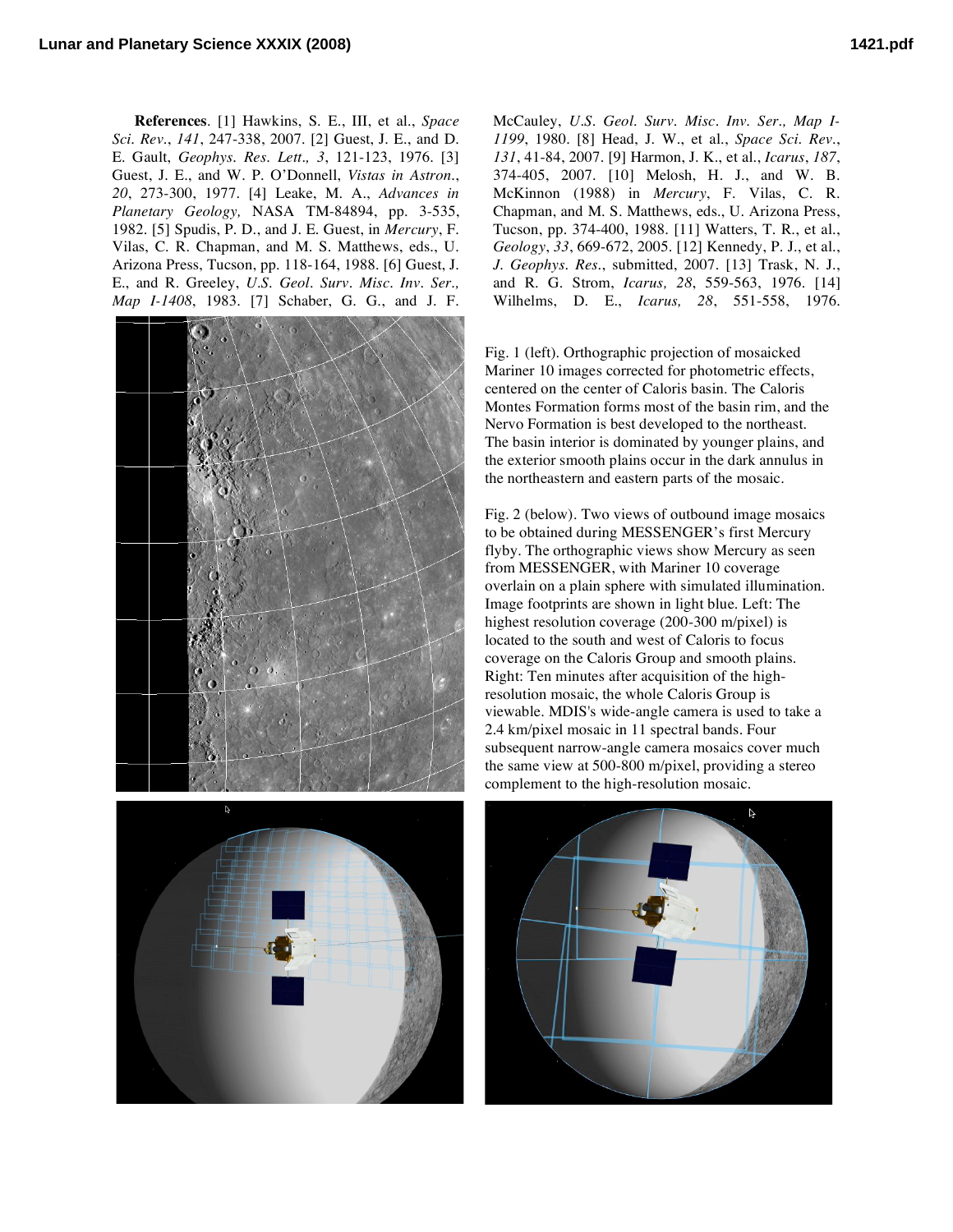**References**. [1] Hawkins, S. E., III, et al., *Space Sci. Rev.*, *141*, 247-338, 2007. [2] Guest, J. E., and D. E. Gault, *Geophys. Res. Lett., 3*, 121-123, 1976. [3] Guest, J. E., and W. P. O'Donnell, *Vistas in Astron.*, *20*, 273-300, 1977. [4] Leake, M. A., *Advances in Planetary Geology,* NASA TM-84894, pp. 3-535, 1982. [5] Spudis, P. D., and J. E. Guest, in *Mercury*, F. Vilas, C. R. Chapman, and M. S. Matthews, eds., U. Arizona Press, Tucson, pp. 118-164, 1988. [6] Guest, J. E., and R. Greeley, *U.S. Geol. Surv. Misc. Inv. Ser., Map I-1408*, 1983. [7] Schaber, G. G., and J. F. McCauley, *U.S. Geol. Surv. Misc. Inv. Ser., Map I-1199*, 1980. [8] Head, J. W., et al., *Space Sci. Rev.*, *131*, 41-84, 2007. [9] Harmon, J. K., et al., *Icarus*, *187*, 374-405, 2007. [10] Melosh, H. J., and W. B. McKinnon (1988) in *Mercury*, F. Vilas, C. R. Chapman, and M. S. Matthews, eds., U. Arizona Press, Tucson, pp. 374-400, 1988. [11] Watters, T. R., et al., *Geology*, *33*, 669-672, 2005. [12] Kennedy, P. J., et al., *J. Geophys. Res.*, submitted, 2007. [13] Trask, N. J., and R. G. Strom, *Icarus, 28*, 559-563, 1976. [14] Wilhelms, D. E., *Icarus, 28*, 551-558, 1976.

Fig. 1 (left). Orthographic projection of mosaicked Mariner 10 images corrected for photometric effects, centered on the center of Caloris basin. The Caloris Montes Formation forms most of the basin rim, and the Nervo Formation is best developed to the northeast. The basin interior is dominated by younger plains, and the exterior smooth plains occur in the dark annulus in the northeastern and eastern parts of the mosaic.

Fig. 2 (below). Two views of outbound image mosaics to be obtained during MESSENGER's first Mercury flyby. The orthographic views show Mercury as seen from MESSENGER, with Mariner 10 coverage overlain on a plain sphere with simulated illumination. Image footprints are shown in light blue. Left: The highest resolution coverage (200-300 m/pixel) is located to the south and west of Caloris to focus coverage on the Caloris Group and smooth plains. Right: Ten minutes after acquisition of the high-resolution mosaic, the whole Caloris Group is viewable. MDIS's wide-angle camera is used to take a 2.4 km/pixel mosaic in 11 spectral bands. Four subsequent narrow-angle camera mosaics cover much the same view at 500-800 m/pixel, providing a stereo complement to the high-resolution mosaic.